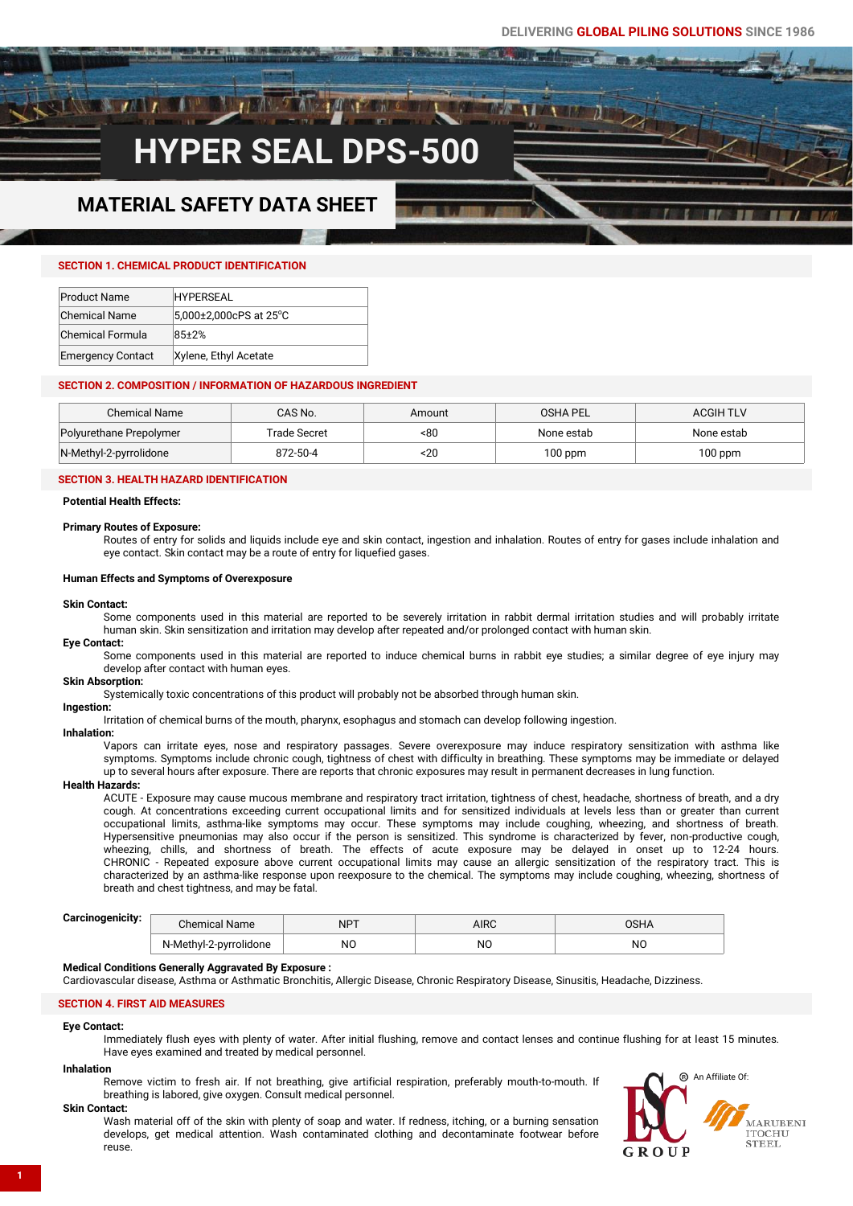# HYPER SEAL DPS-500

## MATERIAL SAFETY DATA SHEET

### SECTION 1. CHEMICAL PRODUCT IDENTIFICATION

| | |
|---|---|
| Product Name | HYPERSEAL |
| Chemical Name | 5,000±2,000cPS at 25°C |
| Chemical Formula | 85±2% |
| Emergency Contact | Xylene, Ethyl Acetate |

### SECTION 2. COMPOSITION / INFORMATION OF HAZARDOUS INGREDIENT

| Chemical Name | CAS No. | Amount | OSHA PEL | ACGIH TLV |
|---|---|---|---|---|
| Polyurethane Prepolymer | Trade Secret | <80 | None estab | None estab |
| N-Methyl-2-pyrrolidone | 872-50-4 | <20 | 100 ppm | 100 ppm |

### SECTION 3. HEALTH HAZARD IDENTIFICATION

**Potential Health Effects:**

**Primary Routes of Exposure:**
Routes of entry for solids and liquids include eye and skin contact, ingestion and inhalation. Routes of entry for gases include inhalation and eye contact. Skin contact may be a route of entry for liquefied gases.

**Human Effects and Symptoms of Overexposure**

**Skin Contact:**
Some components used in this material are reported to be severely irritation in rabbit dermal irritation studies and will probably irritate human skin. Skin sensitization and irritation may develop after repeated and/or prolonged contact with human skin.

**Eye Contact:**
Some components used in this material are reported to induce chemical burns in rabbit eye studies; a similar degree of eye injury may develop after contact with human eyes.

**Skin Absorption:**
Systemically toxic concentrations of this product will probably not be absorbed through human skin.

**Ingestion:**
Irritation of chemical burns of the mouth, pharynx, esophagus and stomach can develop following ingestion.

**Inhalation:**
Vapors can irritate eyes, nose and respiratory passages. Severe overexposure may induce respiratory sensitization with asthma like symptoms. Symptoms include chronic cough, tightness of chest with difficulty in breathing. These symptoms may be immediate or delayed up to several hours after exposure. There are reports that chronic exposures may result in permanent decreases in lung function.

**Health Hazards:**
ACUTE - Exposure may cause mucous membrane and respiratory tract irritation, tightness of chest, headache, shortness of breath, and a dry cough. At concentrations exceeding current occupational limits and for sensitized individuals at levels less than or greater than current occupational limits, asthma-like symptoms may occur. These symptoms may include coughing, wheezing, and shortness of breath. Hypersensitive pneumonias may also occur if the person is sensitized. This syndrome is characterized by fever, non-productive cough, wheezing, chills, and shortness of breath. The effects of acute exposure may be delayed in onset up to 12-24 hours. CHRONIC - Repeated exposure above current occupational limits may cause an allergic sensitization of the respiratory tract. This is characterized by an asthma-like response upon reexposure to the chemical. The symptoms may include coughing, wheezing, shortness of breath and chest tightness, and may be fatal.

**Carcinogenicity:**

| Chemical Name | NPT | AIRC | OSHA |
|---|---|---|---|
| N-Methyl-2-pyrrolidone | NO | NO | NO |

**Medical Conditions Generally Aggravated By Exposure :**
Cardiovascular disease, Asthma or Asthmatic Bronchitis, Allergic Disease, Chronic Respiratory Disease, Sinusitis, Headache, Dizziness.

### SECTION 4. FIRST AID MEASURES

**Eye Contact:**
Immediately flush eyes with plenty of water. After initial flushing, remove and contact lenses and continue flushing for at least 15 minutes. Have eyes examined and treated by medical personnel.

**Inhalation**
Remove victim to fresh air. If not breathing, give artificial respiration, preferably mouth-to-mouth. If breathing is labored, give oxygen. Consult medical personnel.

**Skin Contact:**
Wash material off of the skin with plenty of soap and water. If redness, itching, or a burning sensation develops, get medical attention. Wash contaminated clothing and decontaminate footwear before reuse.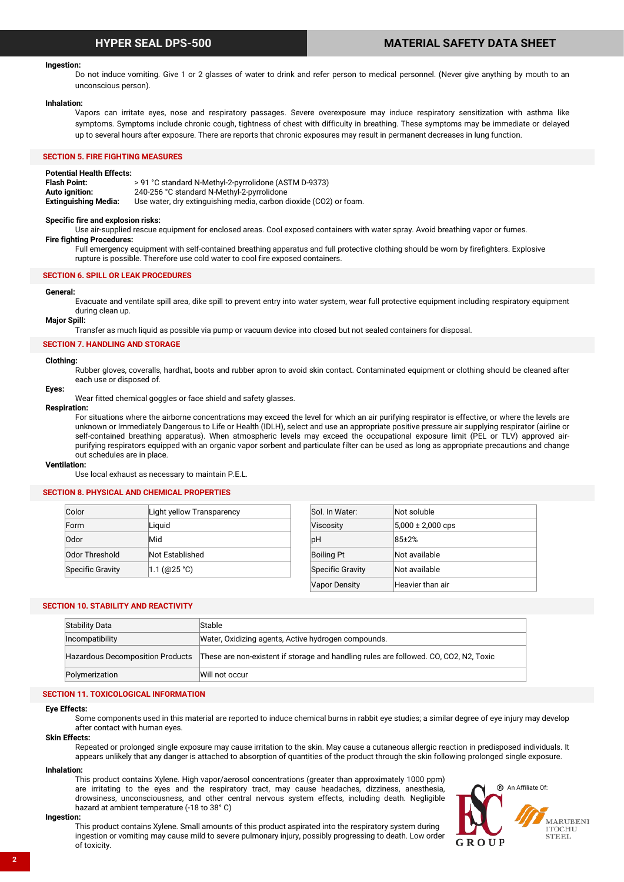**Ingestion:**

Do not induce vomiting. Give 1 or 2 glasses of water to drink and refer person to medical personnel. (Never give anything by mouth to an unconscious person).

**Inhalation:**

Vapors can irritate eyes, nose and respiratory passages. Severe overexposure may induce respiratory sensitization with asthma like symptoms. Symptoms include chronic cough, tightness of chest with difficulty in breathing. These symptoms may be immediate or delayed up to several hours after exposure. There are reports that chronic exposures may result in permanent decreases in lung function.

## SECTION 5. FIRE FIGHTING MEASURES

**Potential Health Effects:**

**Flash Point:** > 91 °C standard N-Methyl-2-pyrrolidone (ASTM D-9373)

**Auto ignition:** 240-256 °C standard N-Methyl-2-pyrrolidone

**Extinguishing Media:** Use water, dry extinguishing media, carbon dioxide ($CO_2$) or foam.

**Specific fire and explosion risks:**

Use air-supplied rescue equipment for enclosed areas. Cool exposed containers with water spray. Avoid breathing vapor or fumes.

**Fire fighting Procedures:**

Full emergency equipment with self-contained breathing apparatus and full protective clothing should be worn by firefighters. Explosive rupture is possible. Therefore use cold water to cool fire exposed containers.

## SECTION 6. SPILL OR LEAK PROCEDURES

**General:**

Evacuate and ventilate spill area, dike spill to prevent entry into water system, wear full protective equipment including respiratory equipment during clean up.

**Major Spill:**

Transfer as much liquid as possible via pump or vacuum device into closed but not sealed containers for disposal.

## SECTION 7. HANDLING AND STORAGE

**Clothing:**

Rubber gloves, coveralls, hardhat, boots and rubber apron to avoid skin contact. Contaminated equipment or clothing should be cleaned after each use or disposed of.

**Eyes:**

Wear fitted chemical goggles or face shield and safety glasses.

**Respiration:**

For situations where the airborne concentrations may exceed the level for which an air purifying respirator is effective, or where the levels are unknown or Immediately Dangerous to Life or Health (IDLH), select and use an appropriate positive pressure air supplying respirator (airline or self-contained breathing apparatus). When atmospheric levels may exceed the occupational exposure limit (PEL or TLV) approved air-purifying respirators equipped with an organic vapor sorbent and particulate filter can be used as long as appropriate precautions and change out schedules are in place.

**Ventilation:**

Use local exhaust as necessary to maintain P.E.L.

## SECTION 8. PHYSICAL AND CHEMICAL PROPERTIES

| Color | Light yellow Transparency |
|---|---|
| Form | Liquid |
| Odor | Mid |
| Odor Threshold | Not Established |
| Specific Gravity | 1.1 (@25 °C) |

| Sol. In Water: | Not soluble |
|---|---|
| Viscosity | 5,000 ± 2,000 cps |
| pH | 85±2% |
| Boiling Pt | Not available |
| Specific Gravity | Not available |
| Vapor Density | Heavier than air |

## SECTION 10. STABILITY AND REACTIVITY

| Stability Data | Stable |
|---|---|
| Incompatibility | Water, Oxidizing agents, Active hydrogen compounds. |
| Hazardous Decomposition Products | These are non-existent if storage and handling rules are followed. CO, $CO_2$, $N_2$, Toxic |
| Polymerization | Will not occur |

## SECTION 11. TOXICOLOGICAL INFORMATION

**Eye Effects:**

Some components used in this material are reported to induce chemical burns in rabbit eye studies; a similar degree of eye injury may develop after contact with human eyes.

**Skin Effects:**

Repeated or prolonged single exposure may cause irritation to the skin. May cause a cutaneous allergic reaction in predisposed individuals. It appears unlikely that any danger is attached to absorption of quantities of the product through the skin following prolonged single exposure.

**Inhalation:**

This product contains Xylene. High vapor/aerosol concentrations (greater than approximately 1000 ppm) are irritating to the eyes and the respiratory tract, may cause headaches, dizziness, anesthesia, drowsiness, unconsciousness, and other central nervous system effects, including death. Negligible hazard at ambient temperature (-18 to 38° C)

**Ingestion:**

This product contains Xylene. Small amounts of this product aspirated into the respiratory system during ingestion or vomiting may cause mild to severe pulmonary injury, possibly progressing to death. Low order of toxicity.

ESC GROUP ® An Affiliate Of: MARUBENI ITOCHU STEEL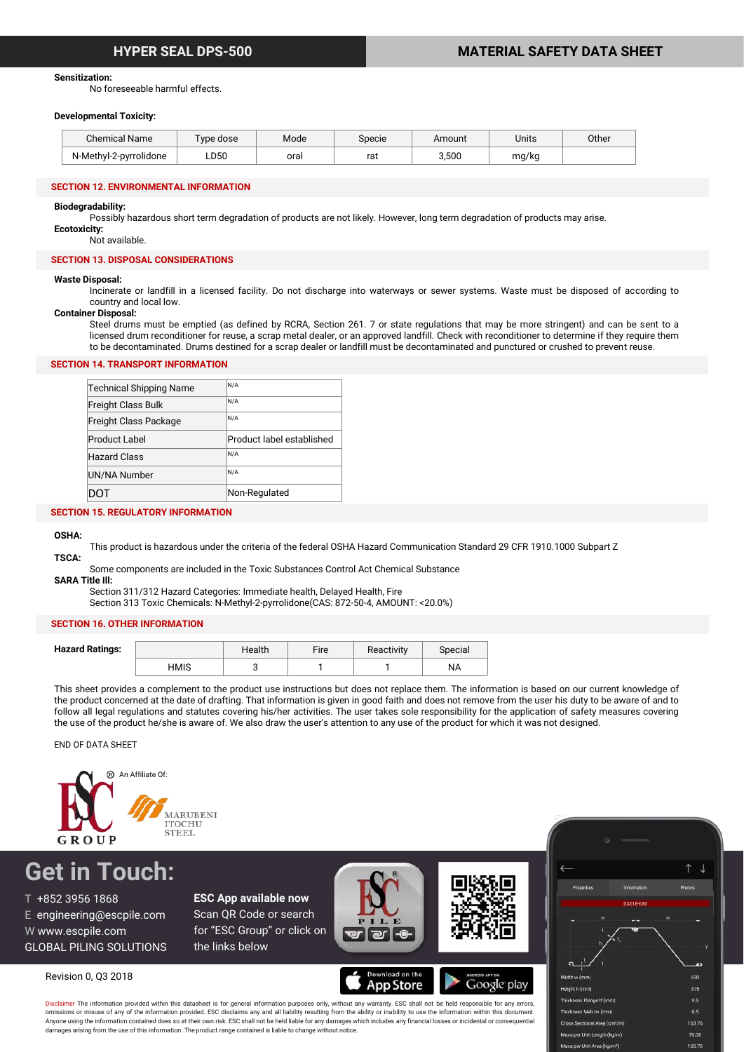**Sensitization:**

No foreseeable harmful effects.

**Developmental Toxicity:**

| Chemical Name | Type dose | Mode | Specie | Amount | Units | Other |
|---|---|---|---|---|---|---|
| N-Methyl-2-pyrrolidone | LD50 | oral | rat | 3,500 | mg/kg | |

## SECTION 12. ENVIRONMENTAL INFORMATION

**Biodegradability:**

Possibly hazardous short term degradation of products are not likely. However, long term degradation of products may arise.

**Ecotoxicity:**

Not available.

## SECTION 13. DISPOSAL CONSIDERATIONS

**Waste Disposal:**

Incinerate or landfill in a licensed facility. Do not discharge into waterways or sewer systems. Waste must be disposed of according to country and local low.

**Container Disposal:**

Steel drums must be emptied (as defined by RCRA, Section 261. 7 or state regulations that may be more stringent) and can be sent to a licensed drum reconditioner for reuse, a scrap metal dealer, or an approved landfill. Check with reconditioner to determine if they require them to be decontaminated. Drums destined for a scrap dealer or landfill must be decontaminated and punctured or crushed to prevent reuse.

## SECTION 14. TRANSPORT INFORMATION

| | |
|---|---|
| Technical Shipping Name | N/A |
| Freight Class Bulk | N/A |
| Freight Class Package | N/A |
| Product Label | Product label established |
| Hazard Class | N/A |
| UN/NA Number | N/A |
| DOT | Non-Regulated |

## SECTION 15. REGULATORY INFORMATION

**OSHA:**

This product is hazardous under the criteria of the federal OSHA Hazard Communication Standard 29 CFR 1910.1000 Subpart Z

**TSCA:**

Some components are included in the Toxic Substances Control Act Chemical Substance

**SARA Title III:**

Section 311/312 Hazard Categories: Immediate health, Delayed Health, Fire
Section 313 Toxic Chemicals: N-Methyl-2-pyrrolidone(CAS: 872-50-4, AMOUNT: <20.0%)

## SECTION 16. OTHER INFORMATION

**Hazard Ratings:**

| | Health | Fire | Reactivity | Special |
|---|---|---|---|---|
| HMIS | 3 | 1 | 1 | NA |

This sheet provides a complement to the product use instructions but does not replace them. The information is based on our current knowledge of the product concerned at the date of drafting. That information is given in good faith and does not remove from the user his duty to be aware of and to follow all legal regulations and statutes covering his/her activities. The user takes sole responsibility for the application of safety measures covering the use of the product he/she is aware of. We also draw the user's attention to any use of the product for which it was not designed.

END OF DATA SHEET

An Affiliate Of: MARUBENI ITOCHU STEEL

## Get in Touch:

T +852 3956 1868
E engineering@escpile.com
W www.escpile.com
GLOBAL PILING SOLUTIONS

**ESC App available now**
Scan QR Code or search for "ESC Group" or click on the links below

Revision 0, Q3 2018

Disclaimer The information provided within this datasheet is for general information purposes only, without any warranty. ESC shall not be held responsible for any errors, omissions or misuse of any of the information provided. ESC disclaims any and all liability resulting from the ability or inability to use the information within this document. Anyone using the information contained does so at their own risk. ESC shall not be held liable for any damages which includes any financial losses or incidental or consequential damages arising from the use of this information. The product range contained is liable to change without notice.